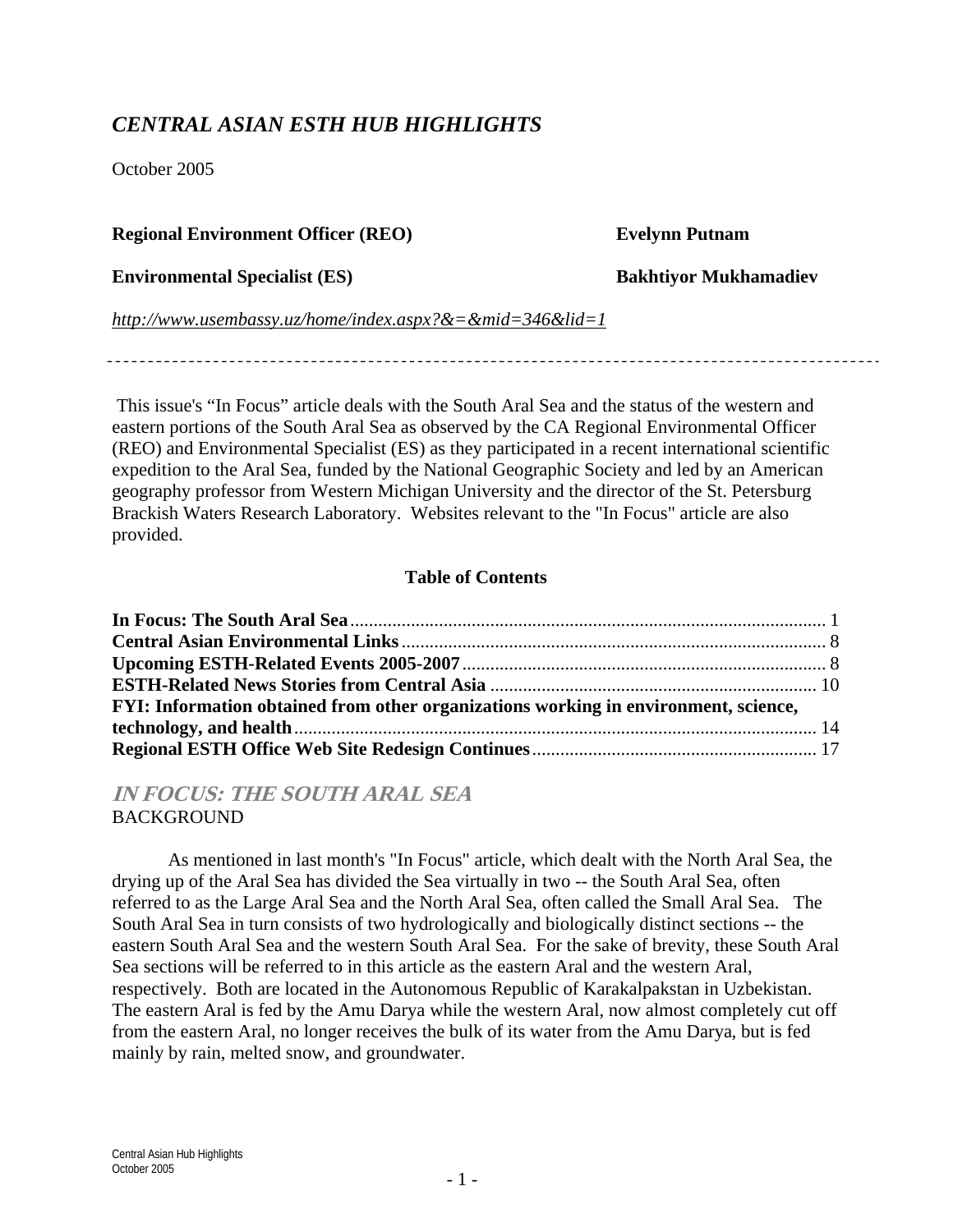# *CENTRAL ASIAN ESTH HUB HIGHLIGHTS*

October 2005

**Regional Environment Officer (REO)** **Evelynn Putnam**

**Environmental Specialist (ES)** **Bakhtiyor Mukhamadiev**

*http://www.usembassy.uz/home/index.aspx?&=&mid=346&lid=1*

---

This issue's "In Focus" article deals with the South Aral Sea and the status of the western and eastern portions of the South Aral Sea as observed by the CA Regional Environmental Officer (REO) and Environmental Specialist (ES) as they participated in a recent international scientific expedition to the Aral Sea, funded by the National Geographic Society and led by an American geography professor from Western Michigan University and the director of the St. Petersburg Brackish Waters Research Laboratory. Websites relevant to the "In Focus" article are also provided.

**Table of Contents**

**In Focus: The South Aral Sea** ..... 1
**Central Asian Environmental Links** ..... 8
**Upcoming ESTH-Related Events 2005-2007** ..... 8
**ESTH-Related News Stories from Central Asia** ..... 10
**FYI: Information obtained from other organizations working in environment, science, technology, and health** ..... 14
**Regional ESTH Office Web Site Redesign Continues** ..... 17

## *IN FOCUS: THE SOUTH ARAL SEA*

BACKGROUND

As mentioned in last month's "In Focus" article, which dealt with the North Aral Sea, the drying up of the Aral Sea has divided the Sea virtually in two -- the South Aral Sea, often referred to as the Large Aral Sea and the North Aral Sea, often called the Small Aral Sea. The South Aral Sea in turn consists of two hydrologically and biologically distinct sections -- the eastern South Aral Sea and the western South Aral Sea. For the sake of brevity, these South Aral Sea sections will be referred to in this article as the eastern Aral and the western Aral, respectively. Both are located in the Autonomous Republic of Karakalpakstan in Uzbekistan. The eastern Aral is fed by the Amu Darya while the western Aral, now almost completely cut off from the eastern Aral, no longer receives the bulk of its water from the Amu Darya, but is fed mainly by rain, melted snow, and groundwater.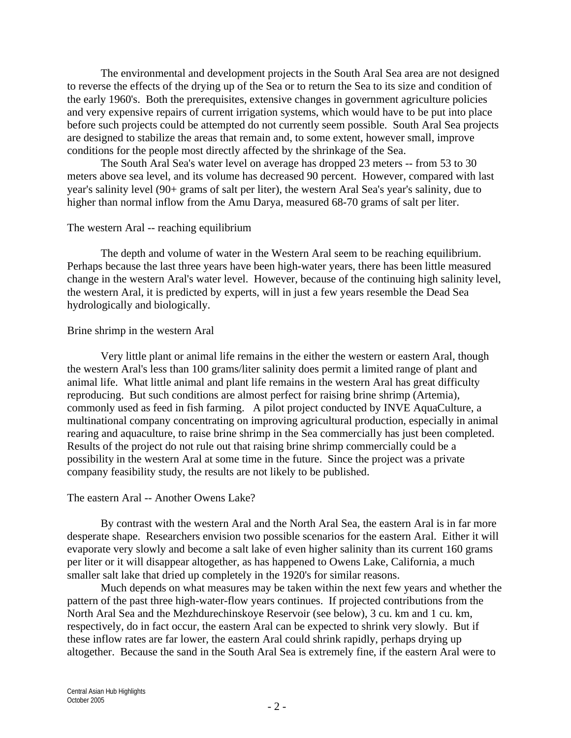The environmental and development projects in the South Aral Sea area are not designed to reverse the effects of the drying up of the Sea or to return the Sea to its size and condition of the early 1960's. Both the prerequisites, extensive changes in government agriculture policies and very expensive repairs of current irrigation systems, which would have to be put into place before such projects could be attempted do not currently seem possible. South Aral Sea projects are designed to stabilize the areas that remain and, to some extent, however small, improve conditions for the people most directly affected by the shrinkage of the Sea.

The South Aral Sea's water level on average has dropped 23 meters -- from 53 to 30 meters above sea level, and its volume has decreased 90 percent. However, compared with last year's salinity level (90+ grams of salt per liter), the western Aral Sea's year's salinity, due to higher than normal inflow from the Amu Darya, measured 68-70 grams of salt per liter.

### The western Aral -- reaching equilibrium

The depth and volume of water in the Western Aral seem to be reaching equilibrium. Perhaps because the last three years have been high-water years, there has been little measured change in the western Aral's water level. However, because of the continuing high salinity level, the western Aral, it is predicted by experts, will in just a few years resemble the Dead Sea hydrologically and biologically.

### Brine shrimp in the western Aral

Very little plant or animal life remains in the either the western or eastern Aral, though the western Aral's less than 100 grams/liter salinity does permit a limited range of plant and animal life. What little animal and plant life remains in the western Aral has great difficulty reproducing. But such conditions are almost perfect for raising brine shrimp (Artemia), commonly used as feed in fish farming. A pilot project conducted by INVE AquaCulture, a multinational company concentrating on improving agricultural production, especially in animal rearing and aquaculture, to raise brine shrimp in the Sea commercially has just been completed. Results of the project do not rule out that raising brine shrimp commercially could be a possibility in the western Aral at some time in the future. Since the project was a private company feasibility study, the results are not likely to be published.

### The eastern Aral -- Another Owens Lake?

By contrast with the western Aral and the North Aral Sea, the eastern Aral is in far more desperate shape. Researchers envision two possible scenarios for the eastern Aral. Either it will evaporate very slowly and become a salt lake of even higher salinity than its current 160 grams per liter or it will disappear altogether, as has happened to Owens Lake, California, a much smaller salt lake that dried up completely in the 1920's for similar reasons.

Much depends on what measures may be taken within the next few years and whether the pattern of the past three high-water-flow years continues. If projected contributions from the North Aral Sea and the Mezhdurechinskoye Reservoir (see below), 3 cu. km and 1 cu. km, respectively, do in fact occur, the eastern Aral can be expected to shrink very slowly. But if these inflow rates are far lower, the eastern Aral could shrink rapidly, perhaps drying up altogether. Because the sand in the South Aral Sea is extremely fine, if the eastern Aral were to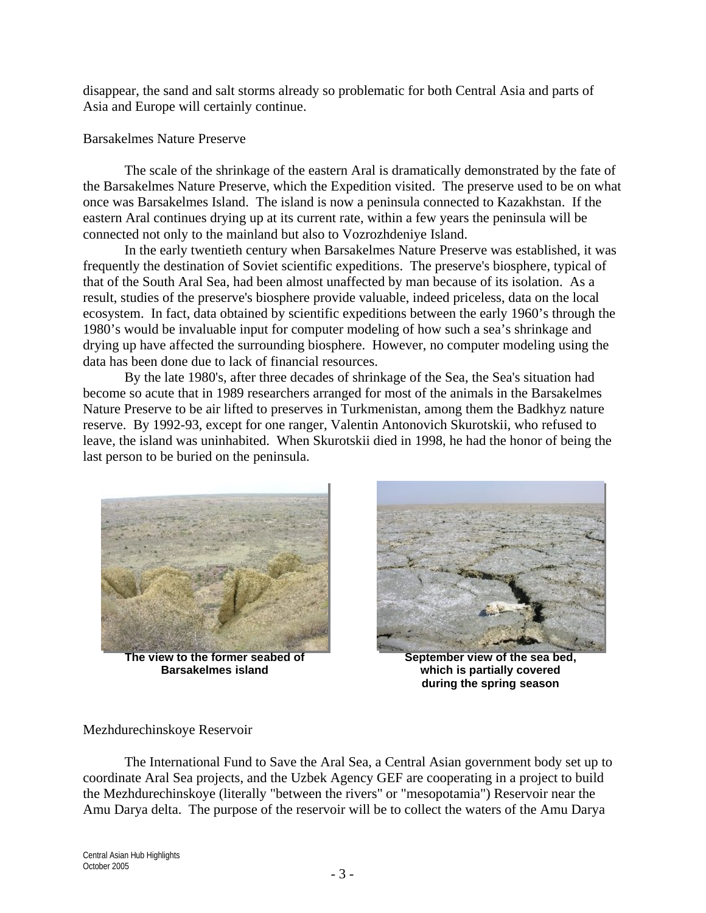disappear, the sand and salt storms already so problematic for both Central Asia and parts of Asia and Europe will certainly continue.

## Barsakelmes Nature Preserve

The scale of the shrinkage of the eastern Aral is dramatically demonstrated by the fate of the Barsakelmes Nature Preserve, which the Expedition visited. The preserve used to be on what once was Barsakelmes Island. The island is now a peninsula connected to Kazakhstan. If the eastern Aral continues drying up at its current rate, within a few years the peninsula will be connected not only to the mainland but also to Vozrozhdeniye Island.

In the early twentieth century when Barsakelmes Nature Preserve was established, it was frequently the destination of Soviet scientific expeditions. The preserve's biosphere, typical of that of the South Aral Sea, had been almost unaffected by man because of its isolation. As a result, studies of the preserve's biosphere provide valuable, indeed priceless, data on the local ecosystem. In fact, data obtained by scientific expeditions between the early 1960's through the 1980's would be invaluable input for computer modeling of how such a sea's shrinkage and drying up have affected the surrounding biosphere. However, no computer modeling using the data has been done due to lack of financial resources.

By the late 1980's, after three decades of shrinkage of the Sea, the Sea's situation had become so acute that in 1989 researchers arranged for most of the animals in the Barsakelmes Nature Preserve to be air lifted to preserves in Turkmenistan, among them the Badkhyz nature reserve. By 1992-93, except for one ranger, Valentin Antonovich Skurotskii, who refused to leave, the island was uninhabited. When Skurotskii died in 1998, he had the honor of being the last person to be buried on the peninsula.

**The view to the former seabed of Barsakelmes island**

**September view of the sea bed, which is partially covered during the spring season**

## Mezhdurechinskoye Reservoir

The International Fund to Save the Aral Sea, a Central Asian government body set up to coordinate Aral Sea projects, and the Uzbek Agency GEF are cooperating in a project to build the Mezhdurechinskoye (literally "between the rivers" or "mesopotamia") Reservoir near the Amu Darya delta. The purpose of the reservoir will be to collect the waters of the Amu Darya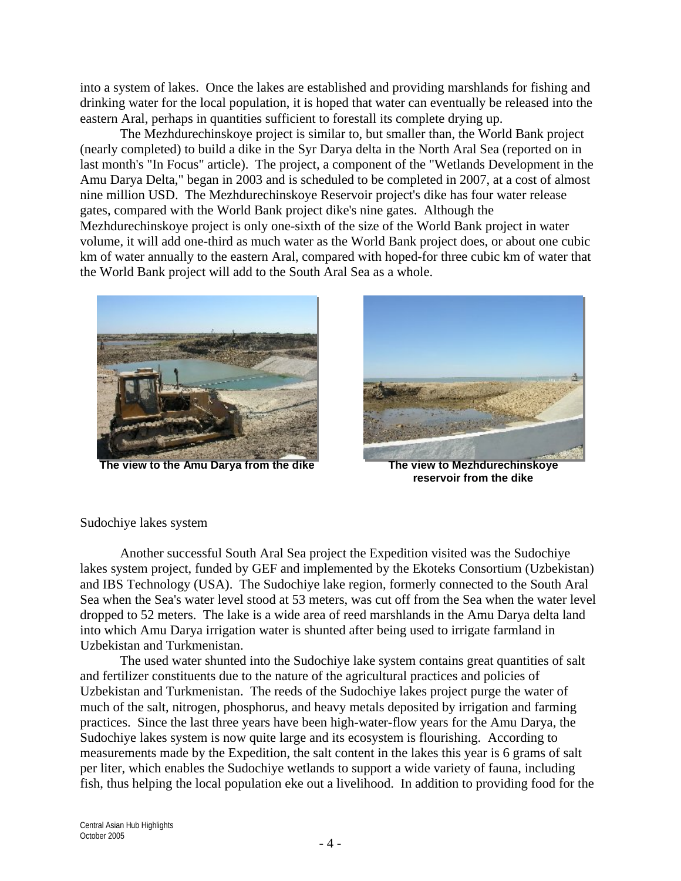into a system of lakes. Once the lakes are established and providing marshlands for fishing and drinking water for the local population, it is hoped that water can eventually be released into the eastern Aral, perhaps in quantities sufficient to forestall its complete drying up.

The Mezhdurechinskoye project is similar to, but smaller than, the World Bank project (nearly completed) to build a dike in the Syr Darya delta in the North Aral Sea (reported on in last month's "In Focus" article). The project, a component of the "Wetlands Development in the Amu Darya Delta," began in 2003 and is scheduled to be completed in 2007, at a cost of almost nine million USD. The Mezhdurechinskoye Reservoir project's dike has four water release gates, compared with the World Bank project dike's nine gates. Although the Mezhdurechinskoye project is only one-sixth of the size of the World Bank project in water volume, it will add one-third as much water as the World Bank project does, or about one cubic km of water annually to the eastern Aral, compared with hoped-for three cubic km of water that the World Bank project will add to the South Aral Sea as a whole.

**The view to the Amu Darya from the dike**

**The view to Mezhdurechinskoye reservoir from the dike**

Sudochiye lakes system

Another successful South Aral Sea project the Expedition visited was the Sudochiye lakes system project, funded by GEF and implemented by the Ekoteks Consortium (Uzbekistan) and IBS Technology (USA). The Sudochiye lake region, formerly connected to the South Aral Sea when the Sea's water level stood at 53 meters, was cut off from the Sea when the water level dropped to 52 meters. The lake is a wide area of reed marshlands in the Amu Darya delta land into which Amu Darya irrigation water is shunted after being used to irrigate farmland in Uzbekistan and Turkmenistan.

The used water shunted into the Sudochiye lake system contains great quantities of salt and fertilizer constituents due to the nature of the agricultural practices and policies of Uzbekistan and Turkmenistan. The reeds of the Sudochiye lakes project purge the water of much of the salt, nitrogen, phosphorus, and heavy metals deposited by irrigation and farming practices. Since the last three years have been high-water-flow years for the Amu Darya, the Sudochiye lakes system is now quite large and its ecosystem is flourishing. According to measurements made by the Expedition, the salt content in the lakes this year is 6 grams of salt per liter, which enables the Sudochiye wetlands to support a wide variety of fauna, including fish, thus helping the local population eke out a livelihood. In addition to providing food for the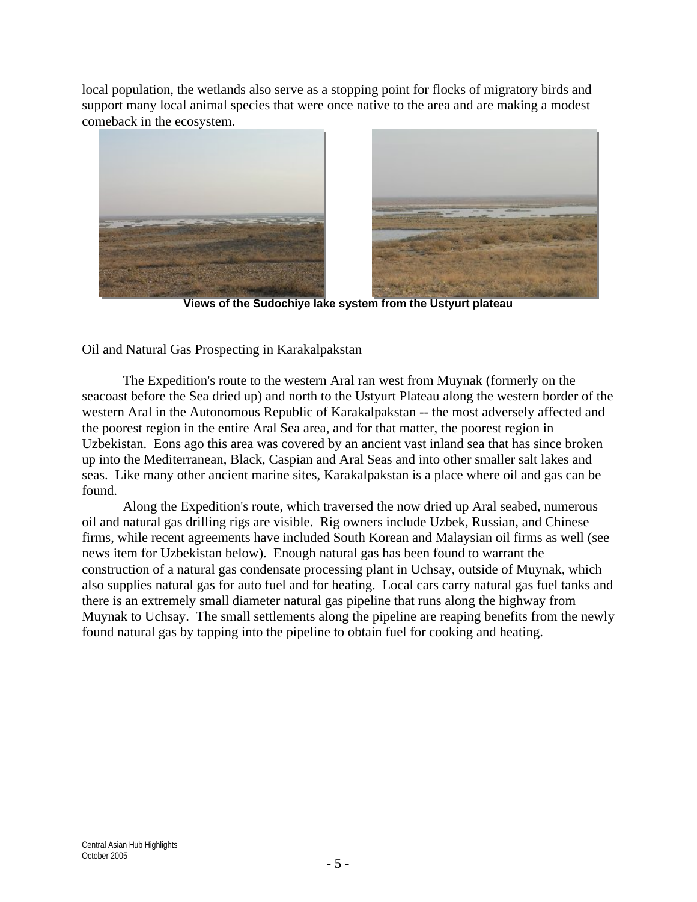local population, the wetlands also serve as a stopping point for flocks of migratory birds and support many local animal species that were once native to the area and are making a modest comeback in the ecosystem.

**Views of the Sudochiye lake system from the Ustyurt plateau**

## Oil and Natural Gas Prospecting in Karakalpakstan

The Expedition's route to the western Aral ran west from Muynak (formerly on the seacoast before the Sea dried up) and north to the Ustyurt Plateau along the western border of the western Aral in the Autonomous Republic of Karakalpakstan -- the most adversely affected and the poorest region in the entire Aral Sea area, and for that matter, the poorest region in Uzbekistan. Eons ago this area was covered by an ancient vast inland sea that has since broken up into the Mediterranean, Black, Caspian and Aral Seas and into other smaller salt lakes and seas. Like many other ancient marine sites, Karakalpakstan is a place where oil and gas can be found.

Along the Expedition's route, which traversed the now dried up Aral seabed, numerous oil and natural gas drilling rigs are visible. Rig owners include Uzbek, Russian, and Chinese firms, while recent agreements have included South Korean and Malaysian oil firms as well (see news item for Uzbekistan below). Enough natural gas has been found to warrant the construction of a natural gas condensate processing plant in Uchsay, outside of Muynak, which also supplies natural gas for auto fuel and for heating. Local cars carry natural gas fuel tanks and there is an extremely small diameter natural gas pipeline that runs along the highway from Muynak to Uchsay. The small settlements along the pipeline are reaping benefits from the newly found natural gas by tapping into the pipeline to obtain fuel for cooking and heating.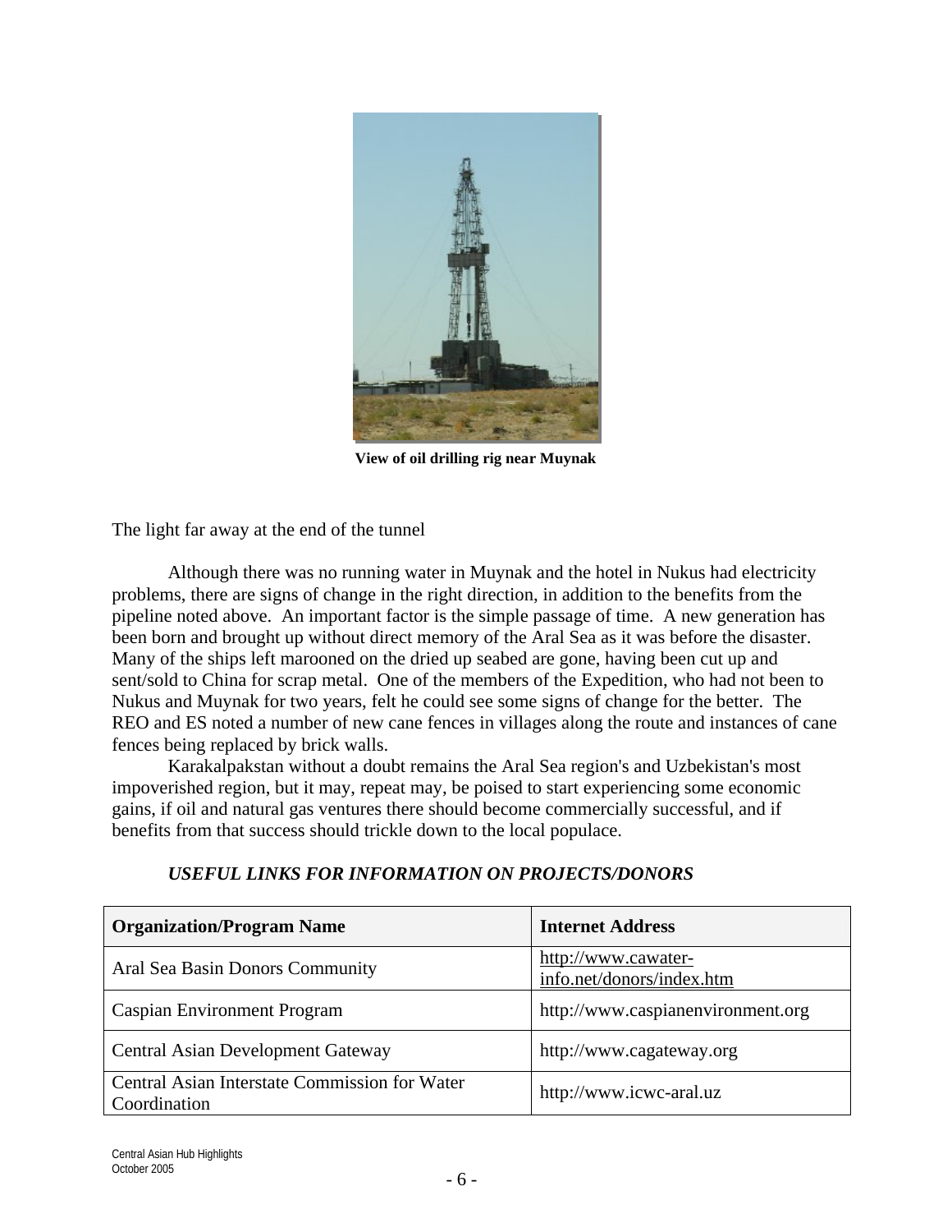View of oil drilling rig near Muynak

The light far away at the end of the tunnel

Although there was no running water in Muynak and the hotel in Nukus had electricity problems, there are signs of change in the right direction, in addition to the benefits from the pipeline noted above. An important factor is the simple passage of time. A new generation has been born and brought up without direct memory of the Aral Sea as it was before the disaster. Many of the ships left marooned on the dried up seabed are gone, having been cut up and sent/sold to China for scrap metal. One of the members of the Expedition, who had not been to Nukus and Muynak for two years, felt he could see some signs of change for the better. The REO and ES noted a number of new cane fences in villages along the route and instances of cane fences being replaced by brick walls.

Karakalpakstan without a doubt remains the Aral Sea region's and Uzbekistan's most impoverished region, but it may, repeat may, be poised to start experiencing some economic gains, if oil and natural gas ventures there should become commercially successful, and if benefits from that success should trickle down to the local populace.

### *USEFUL LINKS FOR INFORMATION ON PROJECTS/DONORS*

| Organization/Program Name | Internet Address |
| --- | --- |
| Aral Sea Basin Donors Community | http://www.cawater-info.net/donors/index.htm |
| Caspian Environment Program | http://www.caspianenvironment.org |
| Central Asian Development Gateway | http://www.cagateway.org |
| Central Asian Interstate Commission for Water Coordination | http://www.icwc-aral.uz |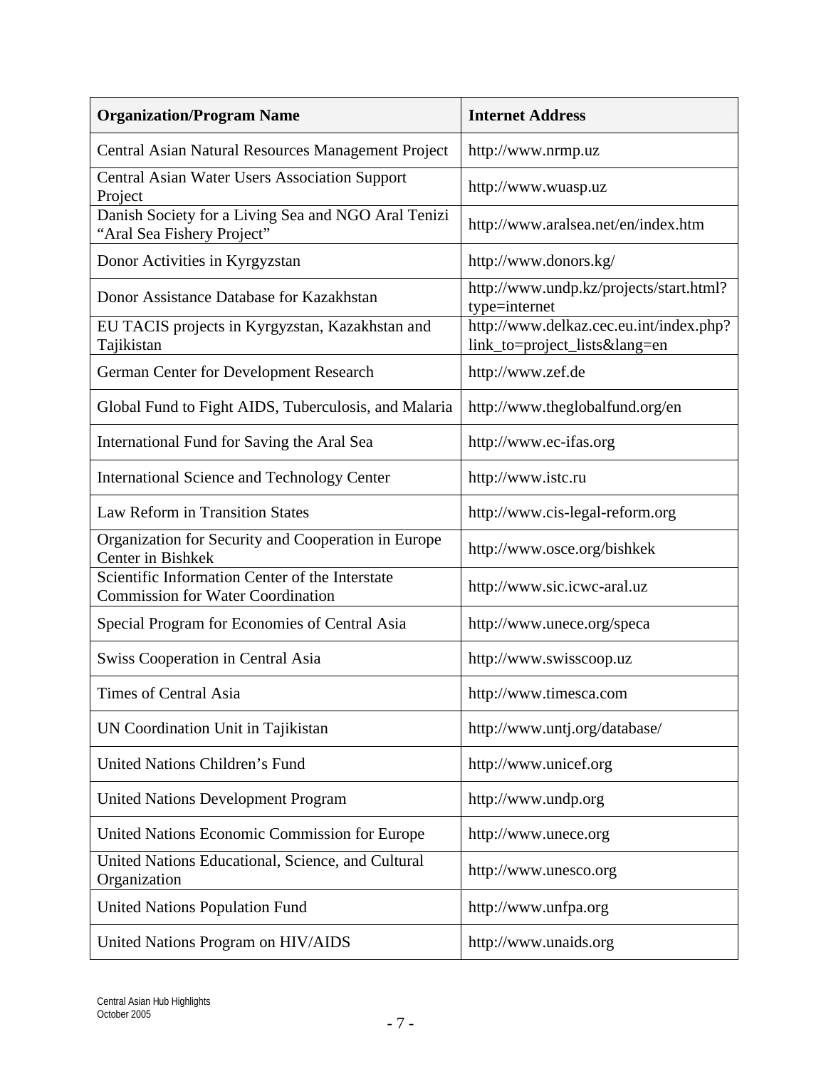| Organization/Program Name | Internet Address |
|---|---|
| Central Asian Natural Resources Management Project | http://www.nrmp.uz |
| Central Asian Water Users Association Support Project | http://www.wuasp.uz |
| Danish Society for a Living Sea and NGO Aral Tenizi “Aral Sea Fishery Project” | http://www.aralsea.net/en/index.htm |
| Donor Activities in Kyrgyzstan | http://www.donors.kg/ |
| Donor Assistance Database for Kazakhstan | http://www.undp.kz/projects/start.html?type=internet |
| EU TACIS projects in Kyrgyzstan, Kazakhstan and Tajikistan | http://www.delkaz.cec.eu.int/index.php?link_to=project_lists&lang=en |
| German Center for Development Research | http://www.zef.de |
| Global Fund to Fight AIDS, Tuberculosis, and Malaria | http://www.theglobalfund.org/en |
| International Fund for Saving the Aral Sea | http://www.ec-ifas.org |
| International Science and Technology Center | http://www.istc.ru |
| Law Reform in Transition States | http://www.cis-legal-reform.org |
| Organization for Security and Cooperation in Europe Center in Bishkek | http://www.osce.org/bishkek |
| Scientific Information Center of the Interstate Commission for Water Coordination | http://www.sic.icwc-aral.uz |
| Special Program for Economies of Central Asia | http://www.unece.org/speca |
| Swiss Cooperation in Central Asia | http://www.swisscoop.uz |
| Times of Central Asia | http://www.timesca.com |
| UN Coordination Unit in Tajikistan | http://www.untj.org/database/ |
| United Nations Children’s Fund | http://www.unicef.org |
| United Nations Development Program | http://www.undp.org |
| United Nations Economic Commission for Europe | http://www.unece.org |
| United Nations Educational, Science, and Cultural Organization | http://www.unesco.org |
| United Nations Population Fund | http://www.unfpa.org |
| United Nations Program on HIV/AIDS | http://www.unaids.org |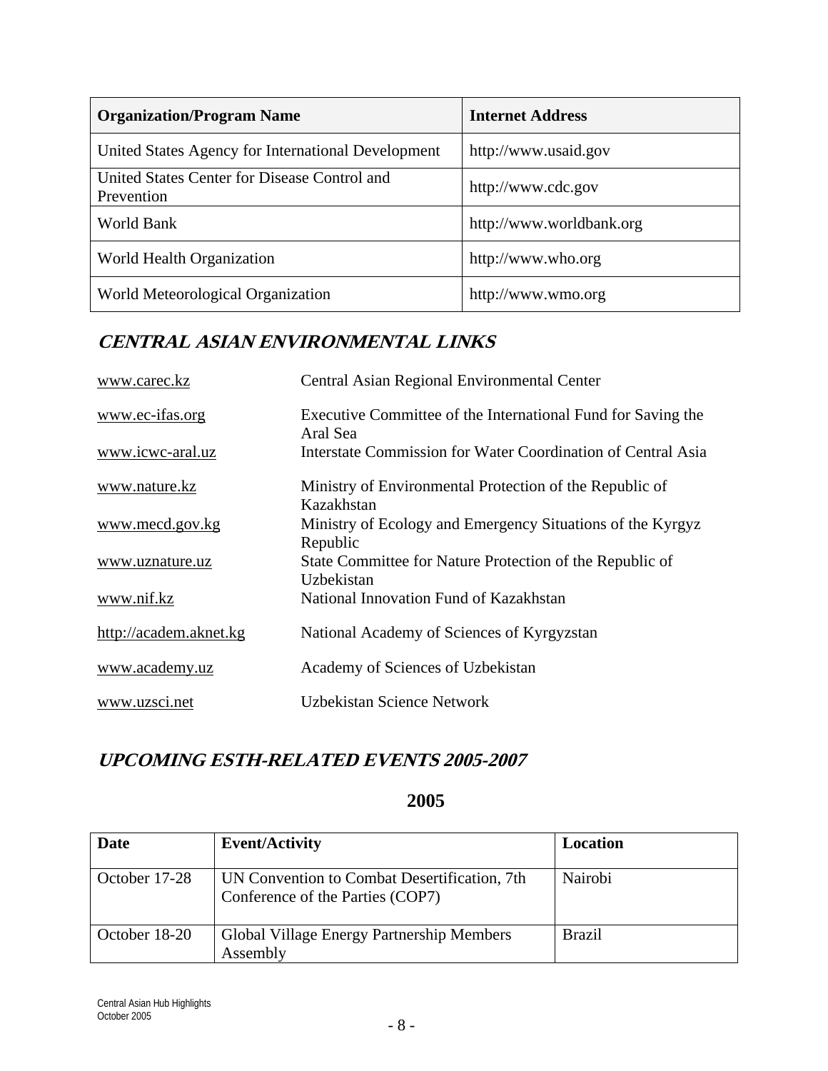| Organization/Program Name | Internet Address |
|---|---|
| United States Agency for International Development | http://www.usaid.gov |
| United States Center for Disease Control and Prevention | http://www.cdc.gov |
| World Bank | http://www.worldbank.org |
| World Health Organization | http://www.who.org |
| World Meteorological Organization | http://www.wmo.org |

## CENTRAL ASIAN ENVIRONMENTAL LINKS

| | |
|---|---|
| www.carec.kz | Central Asian Regional Environmental Center |
| www.ec-ifas.org | Executive Committee of the International Fund for Saving the Aral Sea |
| www.icwc-aral.uz | Interstate Commission for Water Coordination of Central Asia |
| www.nature.kz | Ministry of Environmental Protection of the Republic of Kazakhstan |
| www.mecd.gov.kg | Ministry of Ecology and Emergency Situations of the Kyrgyz Republic |
| www.uznature.uz | State Committee for Nature Protection of the Republic of Uzbekistan |
| www.nif.kz | National Innovation Fund of Kazakhstan |
| http://academ.aknet.kg | National Academy of Sciences of Kyrgyzstan |
| www.academy.uz | Academy of Sciences of Uzbekistan |
| www.uzsci.net | Uzbekistan Science Network |

## UPCOMING ESTH-RELATED EVENTS 2005-2007

### 2005

| Date | Event/Activity | Location |
|---|---|---|
| October 17-28 | UN Convention to Combat Desertification, 7th Conference of the Parties (COP7) | Nairobi |
| October 18-20 | Global Village Energy Partnership Members Assembly | Brazil |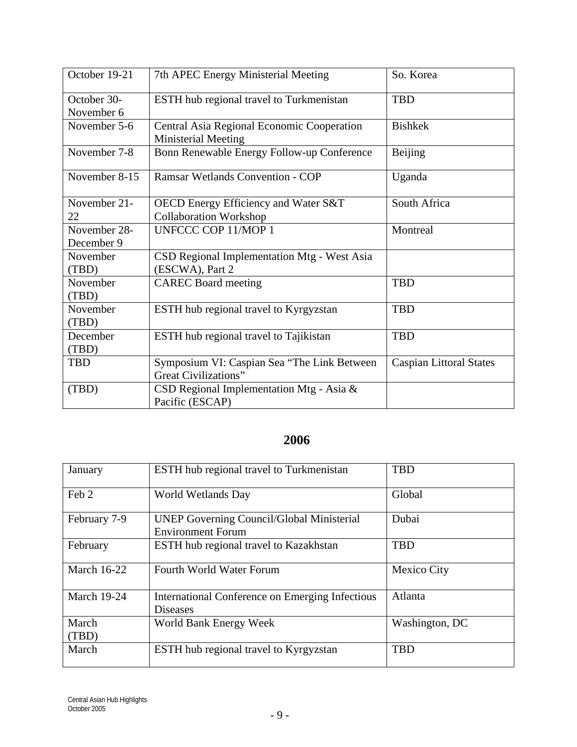| October 19-21 | 7th APEC Energy Ministerial Meeting | So. Korea |
|---|---|---|
| October 30-November 6 | ESTH hub regional travel to Turkmenistan | TBD |
| November 5-6 | Central Asia Regional Economic Cooperation Ministerial Meeting | Bishkek |
| November 7-8 | Bonn Renewable Energy Follow-up Conference | Beijing |
| November 8-15 | Ramsar Wetlands Convention - COP | Uganda |
| November 21-22 | OECD Energy Efficiency and Water S&T Collaboration Workshop | South Africa |
| November 28-December 9 | UNFCCC COP 11/MOP 1 | Montreal |
| November (TBD) | CSD Regional Implementation Mtg - West Asia (ESCWA), Part 2 | |
| November (TBD) | CAREC Board meeting | TBD |
| November (TBD) | ESTH hub regional travel to Kyrgyzstan | TBD |
| December (TBD) | ESTH hub regional travel to Tajikistan | TBD |
| TBD | Symposium VI: Caspian Sea "The Link Between Great Civilizations" | Caspian Littoral States |
| (TBD) | CSD Regional Implementation Mtg - Asia & Pacific (ESCAP) | |

## 2006

| January | ESTH hub regional travel to Turkmenistan | TBD |
|---|---|---|
| Feb 2 | World Wetlands Day | Global |
| February 7-9 | UNEP Governing Council/Global Ministerial Environment Forum | Dubai |
| February | ESTH hub regional travel to Kazakhstan | TBD |
| March 16-22 | Fourth World Water Forum | Mexico City |
| March 19-24 | International Conference on Emerging Infectious Diseases | Atlanta |
| March (TBD) | World Bank Energy Week | Washington, DC |
| March | ESTH hub regional travel to Kyrgyzstan | TBD |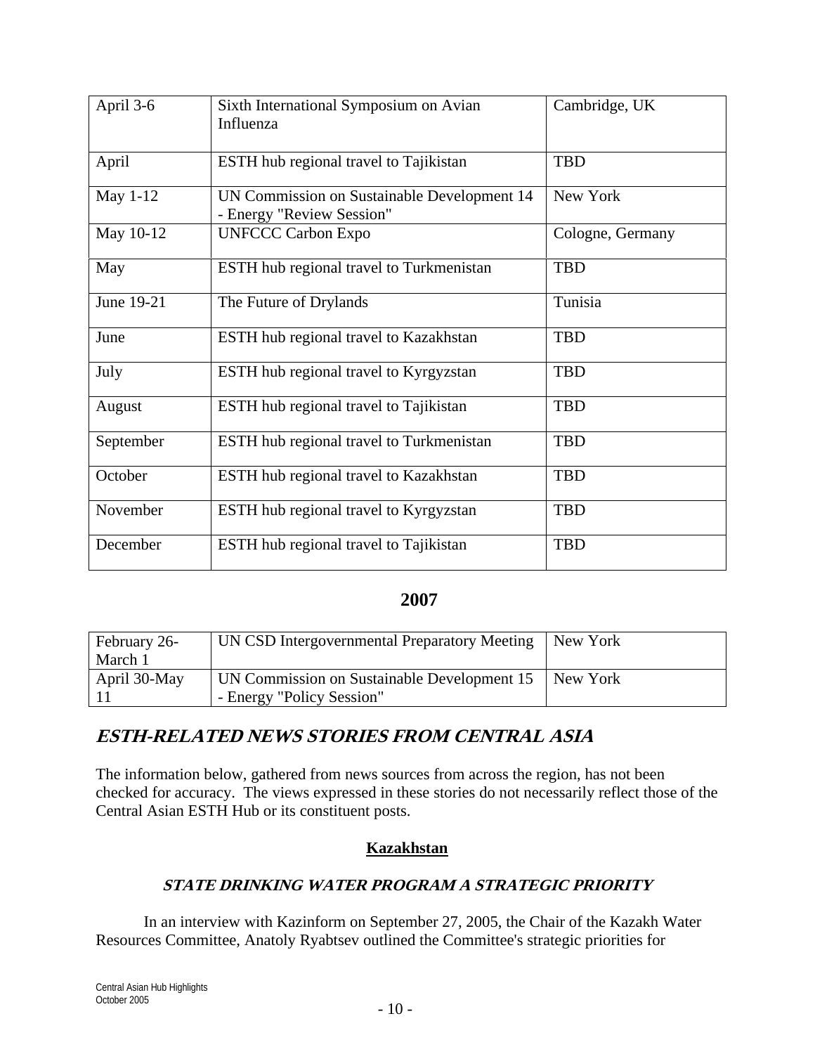| April 3-6 | Sixth International Symposium on Avian Influenza | Cambridge, UK |
|---|---|---|
| April | ESTH hub regional travel to Tajikistan | TBD |
| May 1-12 | UN Commission on Sustainable Development 14 - Energy "Review Session" | New York |
| May 10-12 | UNFCCC Carbon Expo | Cologne, Germany |
| May | ESTH hub regional travel to Turkmenistan | TBD |
| June 19-21 | The Future of Drylands | Tunisia |
| June | ESTH hub regional travel to Kazakhstan | TBD |
| July | ESTH hub regional travel to Kyrgyzstan | TBD |
| August | ESTH hub regional travel to Tajikistan | TBD |
| September | ESTH hub regional travel to Turkmenistan | TBD |
| October | ESTH hub regional travel to Kazakhstan | TBD |
| November | ESTH hub regional travel to Kyrgyzstan | TBD |
| December | ESTH hub regional travel to Tajikistan | TBD |

## 2007

| February 26-March 1 | UN CSD Intergovernmental Preparatory Meeting | New York |
|---|---|---|
| April 30-May 11 | UN Commission on Sustainable Development 15 - Energy "Policy Session" | New York |

# *ESTH-RELATED NEWS STORIES FROM CENTRAL ASIA*

The information below, gathered from news sources from across the region, has not been checked for accuracy. The views expressed in these stories do not necessarily reflect those of the Central Asian ESTH Hub or its constituent posts.

## Kazakhstan

### *STATE DRINKING WATER PROGRAM A STRATEGIC PRIORITY*

In an interview with Kazinform on September 27, 2005, the Chair of the Kazakh Water Resources Committee, Anatoly Ryabtsev outlined the Committee's strategic priorities for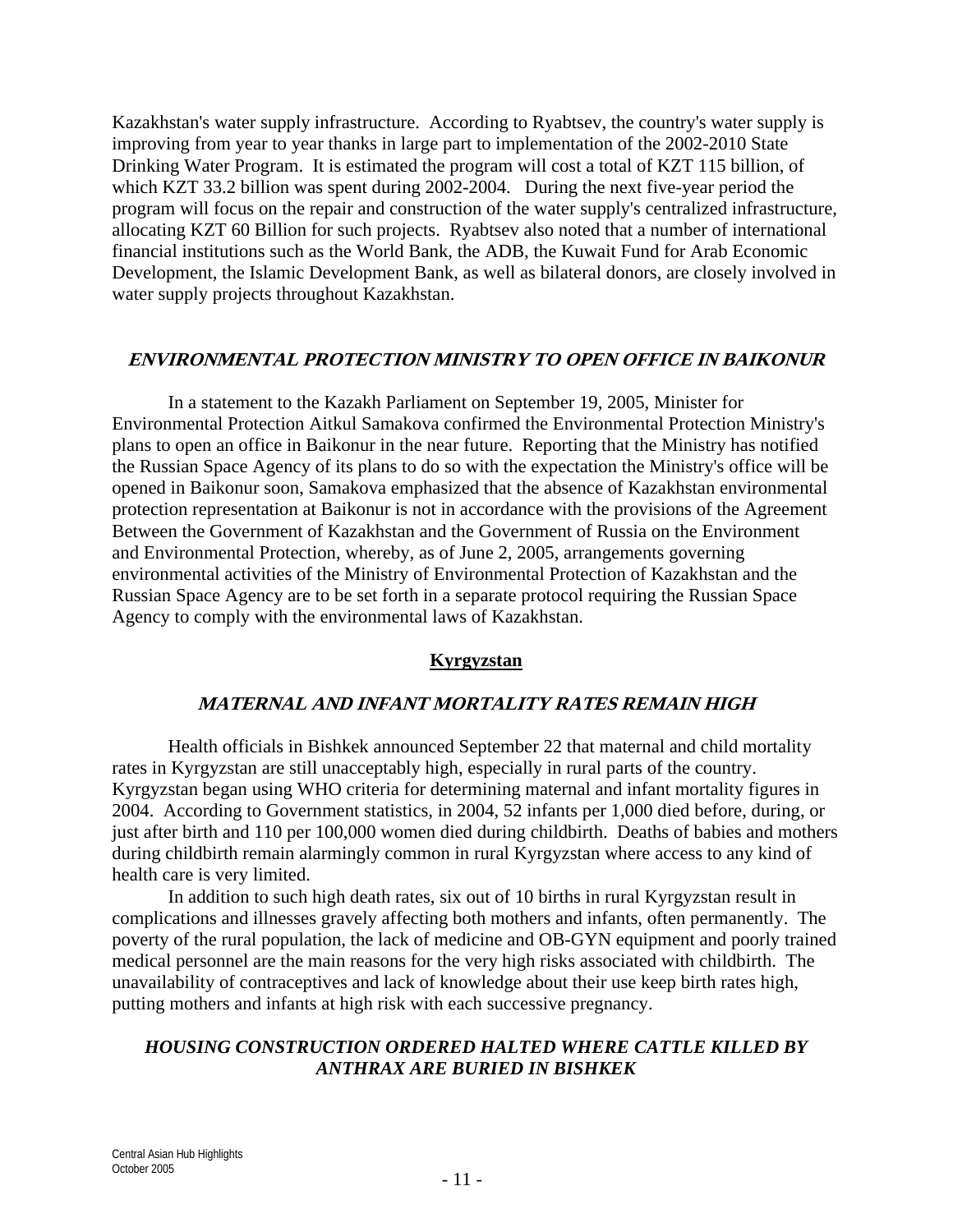Kazakhstan's water supply infrastructure. According to Ryabtsev, the country's water supply is improving from year to year thanks in large part to implementation of the 2002-2010 State Drinking Water Program. It is estimated the program will cost a total of KZT 115 billion, of which KZT 33.2 billion was spent during 2002-2004. During the next five-year period the program will focus on the repair and construction of the water supply's centralized infrastructure, allocating KZT 60 Billion for such projects. Ryabtsev also noted that a number of international financial institutions such as the World Bank, the ADB, the Kuwait Fund for Arab Economic Development, the Islamic Development Bank, as well as bilateral donors, are closely involved in water supply projects throughout Kazakhstan.

### *ENVIRONMENTAL PROTECTION MINISTRY TO OPEN OFFICE IN BAIKONUR*

In a statement to the Kazakh Parliament on September 19, 2005, Minister for Environmental Protection Aitkul Samakova confirmed the Environmental Protection Ministry's plans to open an office in Baikonur in the near future. Reporting that the Ministry has notified the Russian Space Agency of its plans to do so with the expectation the Ministry's office will be opened in Baikonur soon, Samakova emphasized that the absence of Kazakhstan environmental protection representation at Baikonur is not in accordance with the provisions of the Agreement Between the Government of Kazakhstan and the Government of Russia on the Environment and Environmental Protection, whereby, as of June 2, 2005, arrangements governing environmental activities of the Ministry of Environmental Protection of Kazakhstan and the Russian Space Agency are to be set forth in a separate protocol requiring the Russian Space Agency to comply with the environmental laws of Kazakhstan.

## Kyrgyzstan

### *MATERNAL AND INFANT MORTALITY RATES REMAIN HIGH*

Health officials in Bishkek announced September 22 that maternal and child mortality rates in Kyrgyzstan are still unacceptably high, especially in rural parts of the country. Kyrgyzstan began using WHO criteria for determining maternal and infant mortality figures in 2004. According to Government statistics, in 2004, 52 infants per 1,000 died before, during, or just after birth and 110 per 100,000 women died during childbirth. Deaths of babies and mothers during childbirth remain alarmingly common in rural Kyrgyzstan where access to any kind of health care is very limited.

In addition to such high death rates, six out of 10 births in rural Kyrgyzstan result in complications and illnesses gravely affecting both mothers and infants, often permanently. The poverty of the rural population, the lack of medicine and OB-GYN equipment and poorly trained medical personnel are the main reasons for the very high risks associated with childbirth. The unavailability of contraceptives and lack of knowledge about their use keep birth rates high, putting mothers and infants at high risk with each successive pregnancy.

### *HOUSING CONSTRUCTION ORDERED HALTED WHERE CATTLE KILLED BY ANTHRAX ARE BURIED IN BISHKEK*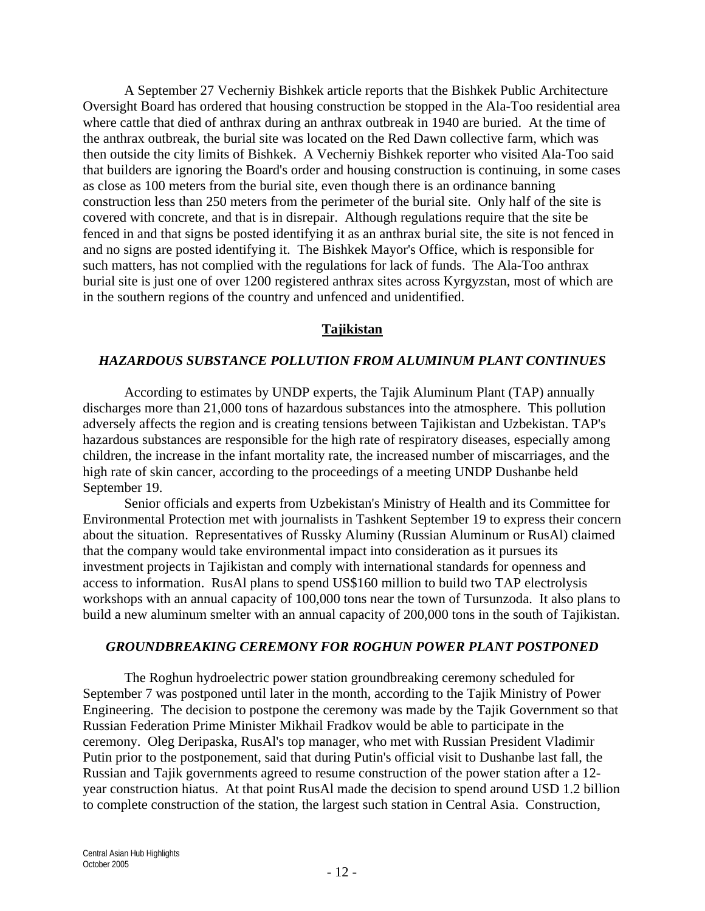A September 27 Vecherniy Bishkek article reports that the Bishkek Public Architecture Oversight Board has ordered that housing construction be stopped in the Ala-Too residential area where cattle that died of anthrax during an anthrax outbreak in 1940 are buried. At the time of the anthrax outbreak, the burial site was located on the Red Dawn collective farm, which was then outside the city limits of Bishkek. A Vecherniy Bishkek reporter who visited Ala-Too said that builders are ignoring the Board's order and housing construction is continuing, in some cases as close as 100 meters from the burial site, even though there is an ordinance banning construction less than 250 meters from the perimeter of the burial site. Only half of the site is covered with concrete, and that is in disrepair. Although regulations require that the site be fenced in and that signs be posted identifying it as an anthrax burial site, the site is not fenced in and no signs are posted identifying it. The Bishkek Mayor's Office, which is responsible for such matters, has not complied with the regulations for lack of funds. The Ala-Too anthrax burial site is just one of over 1200 registered anthrax sites across Kyrgyzstan, most of which are in the southern regions of the country and unfenced and unidentified.

## Tajikistan

### *HAZARDOUS SUBSTANCE POLLUTION FROM ALUMINUM PLANT CONTINUES*

According to estimates by UNDP experts, the Tajik Aluminum Plant (TAP) annually discharges more than 21,000 tons of hazardous substances into the atmosphere. This pollution adversely affects the region and is creating tensions between Tajikistan and Uzbekistan. TAP's hazardous substances are responsible for the high rate of respiratory diseases, especially among children, the increase in the infant mortality rate, the increased number of miscarriages, and the high rate of skin cancer, according to the proceedings of a meeting UNDP Dushanbe held September 19.

Senior officials and experts from Uzbekistan's Ministry of Health and its Committee for Environmental Protection met with journalists in Tashkent September 19 to express their concern about the situation. Representatives of Russky Aluminy (Russian Aluminum or RusAl) claimed that the company would take environmental impact into consideration as it pursues its investment projects in Tajikistan and comply with international standards for openness and access to information. RusAl plans to spend US$160 million to build two TAP electrolysis workshops with an annual capacity of 100,000 tons near the town of Tursunzoda. It also plans to build a new aluminum smelter with an annual capacity of 200,000 tons in the south of Tajikistan.

### *GROUNDBREAKING CEREMONY FOR ROGHUN POWER PLANT POSTPONED*

The Roghun hydroelectric power station groundbreaking ceremony scheduled for September 7 was postponed until later in the month, according to the Tajik Ministry of Power Engineering. The decision to postpone the ceremony was made by the Tajik Government so that Russian Federation Prime Minister Mikhail Fradkov would be able to participate in the ceremony. Oleg Deripaska, RusAl's top manager, who met with Russian President Vladimir Putin prior to the postponement, said that during Putin's official visit to Dushanbe last fall, the Russian and Tajik governments agreed to resume construction of the power station after a 12-year construction hiatus. At that point RusAl made the decision to spend around USD 1.2 billion to complete construction of the station, the largest such station in Central Asia. Construction,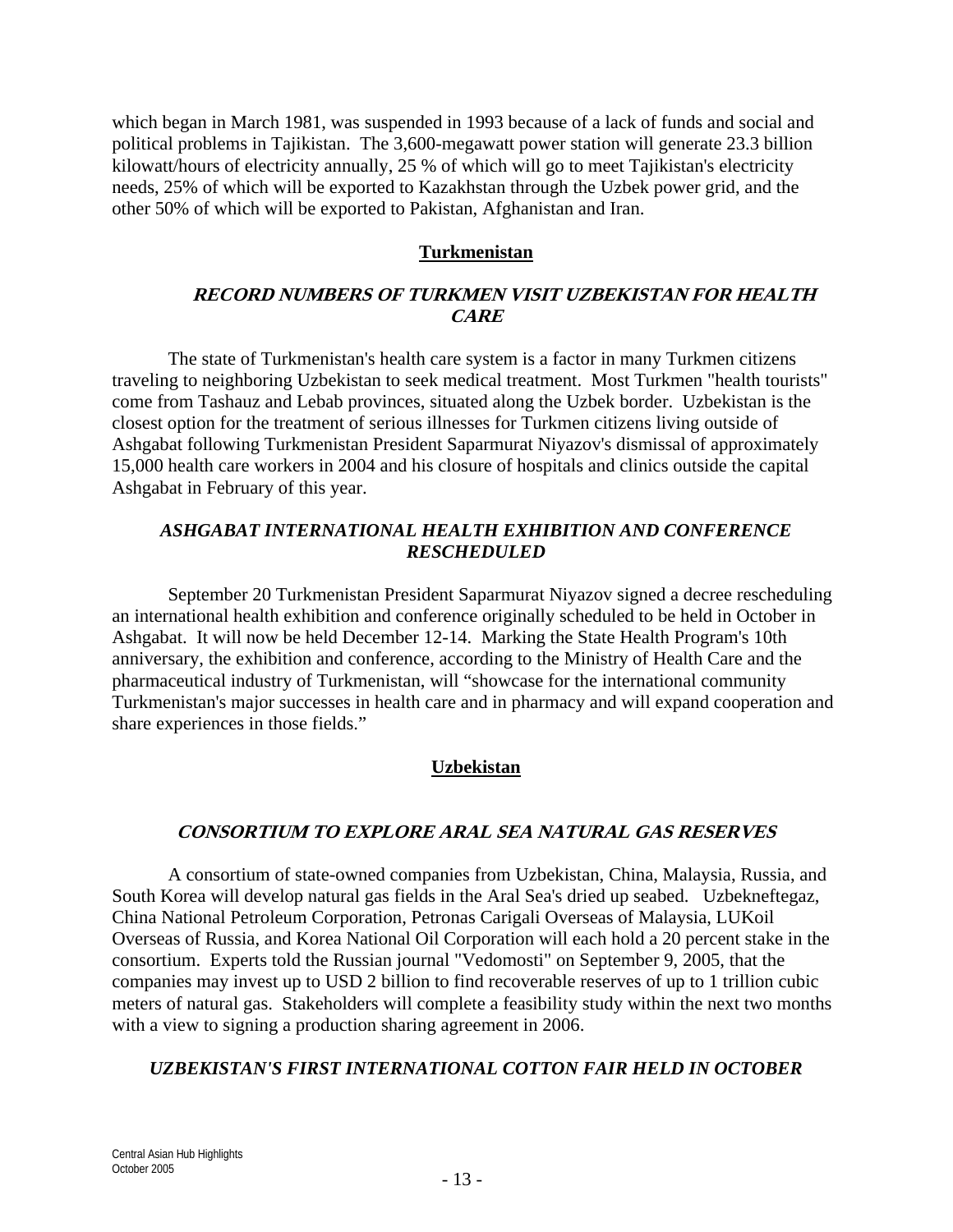which began in March 1981, was suspended in 1993 because of a lack of funds and social and political problems in Tajikistan. The 3,600-megawatt power station will generate 23.3 billion kilowatt/hours of electricity annually, 25 % of which will go to meet Tajikistan's electricity needs, 25% of which will be exported to Kazakhstan through the Uzbek power grid, and the other 50% of which will be exported to Pakistan, Afghanistan and Iran.

## Turkmenistan

### *RECORD NUMBERS OF TURKMEN VISIT UZBEKISTAN FOR HEALTH CARE*

The state of Turkmenistan's health care system is a factor in many Turkmen citizens traveling to neighboring Uzbekistan to seek medical treatment. Most Turkmen "health tourists" come from Tashauz and Lebab provinces, situated along the Uzbek border. Uzbekistan is the closest option for the treatment of serious illnesses for Turkmen citizens living outside of Ashgabat following Turkmenistan President Saparmurat Niyazov's dismissal of approximately 15,000 health care workers in 2004 and his closure of hospitals and clinics outside the capital Ashgabat in February of this year.

### *ASHGABAT INTERNATIONAL HEALTH EXHIBITION AND CONFERENCE RESCHEDULED*

September 20 Turkmenistan President Saparmurat Niyazov signed a decree rescheduling an international health exhibition and conference originally scheduled to be held in October in Ashgabat. It will now be held December 12-14. Marking the State Health Program's 10th anniversary, the exhibition and conference, according to the Ministry of Health Care and the pharmaceutical industry of Turkmenistan, will "showcase for the international community Turkmenistan's major successes in health care and in pharmacy and will expand cooperation and share experiences in those fields."

## Uzbekistan

### *CONSORTIUM TO EXPLORE ARAL SEA NATURAL GAS RESERVES*

A consortium of state-owned companies from Uzbekistan, China, Malaysia, Russia, and South Korea will develop natural gas fields in the Aral Sea's dried up seabed. Uzbekneftegaz, China National Petroleum Corporation, Petronas Carigali Overseas of Malaysia, LUKoil Overseas of Russia, and Korea National Oil Corporation will each hold a 20 percent stake in the consortium. Experts told the Russian journal "Vedomosti" on September 9, 2005, that the companies may invest up to USD 2 billion to find recoverable reserves of up to 1 trillion cubic meters of natural gas. Stakeholders will complete a feasibility study within the next two months with a view to signing a production sharing agreement in 2006.

### *UZBEKISTAN'S FIRST INTERNATIONAL COTTON FAIR HELD IN OCTOBER*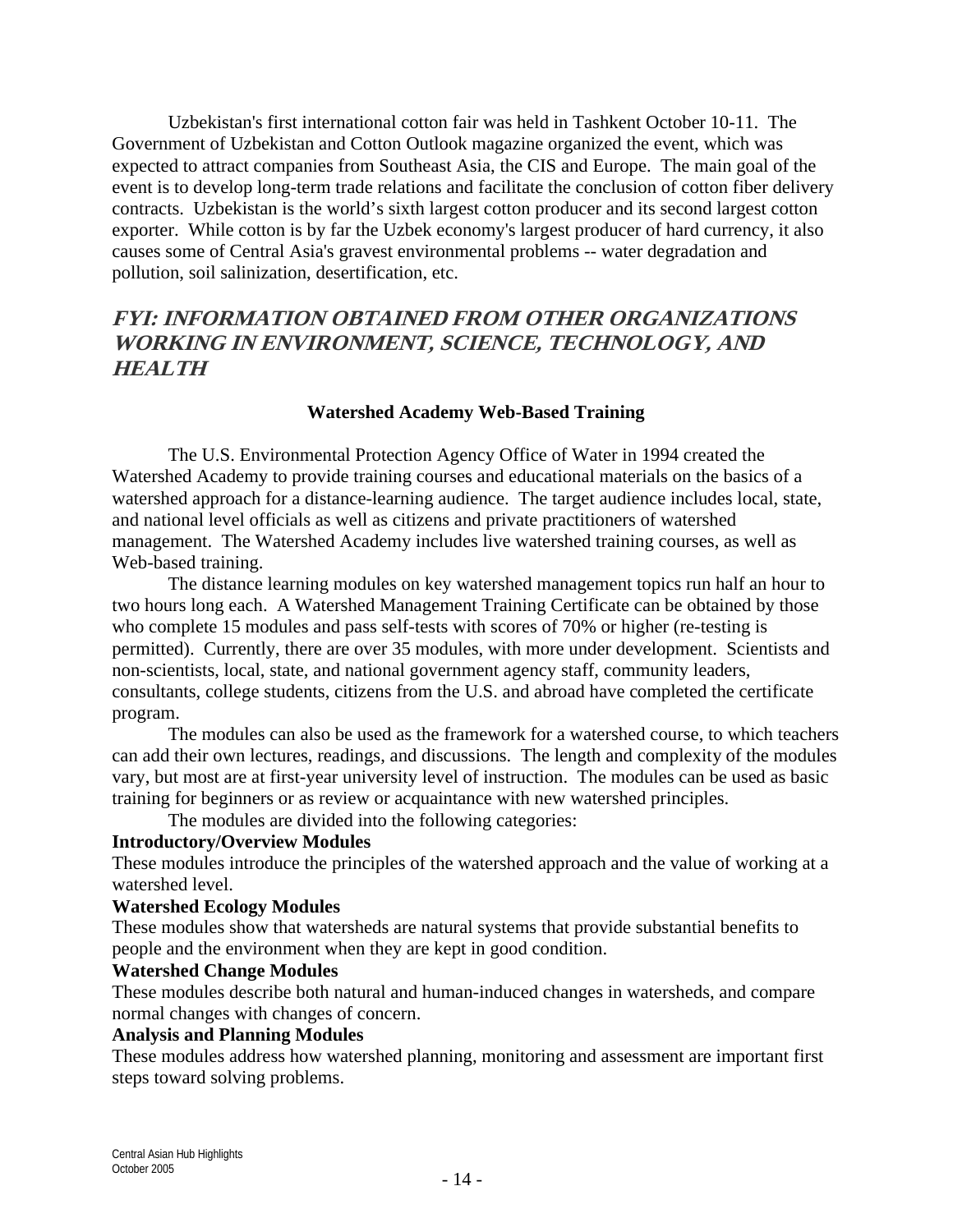Uzbekistan's first international cotton fair was held in Tashkent October 10-11. The Government of Uzbekistan and Cotton Outlook magazine organized the event, which was expected to attract companies from Southeast Asia, the CIS and Europe. The main goal of the event is to develop long-term trade relations and facilitate the conclusion of cotton fiber delivery contracts. Uzbekistan is the world's sixth largest cotton producer and its second largest cotton exporter. While cotton is by far the Uzbek economy's largest producer of hard currency, it also causes some of Central Asia's gravest environmental problems -- water degradation and pollution, soil salinization, desertification, etc.

## *FYI: INFORMATION OBTAINED FROM OTHER ORGANIZATIONS WORKING IN ENVIRONMENT, SCIENCE, TECHNOLOGY, AND HEALTH*

### Watershed Academy Web-Based Training

The U.S. Environmental Protection Agency Office of Water in 1994 created the Watershed Academy to provide training courses and educational materials on the basics of a watershed approach for a distance-learning audience. The target audience includes local, state, and national level officials as well as citizens and private practitioners of watershed management. The Watershed Academy includes live watershed training courses, as well as Web-based training.

The distance learning modules on key watershed management topics run half an hour to two hours long each. A Watershed Management Training Certificate can be obtained by those who complete 15 modules and pass self-tests with scores of 70% or higher (re-testing is permitted). Currently, there are over 35 modules, with more under development. Scientists and non-scientists, local, state, and national government agency staff, community leaders, consultants, college students, citizens from the U.S. and abroad have completed the certificate program.

The modules can also be used as the framework for a watershed course, to which teachers can add their own lectures, readings, and discussions. The length and complexity of the modules vary, but most are at first-year university level of instruction. The modules can be used as basic training for beginners or as review or acquaintance with new watershed principles.

The modules are divided into the following categories:

**Introductory/Overview Modules**
These modules introduce the principles of the watershed approach and the value of working at a watershed level.

**Watershed Ecology Modules**
These modules show that watersheds are natural systems that provide substantial benefits to people and the environment when they are kept in good condition.

**Watershed Change Modules**
These modules describe both natural and human-induced changes in watersheds, and compare normal changes with changes of concern.

**Analysis and Planning Modules**
These modules address how watershed planning, monitoring and assessment are important first steps toward solving problems.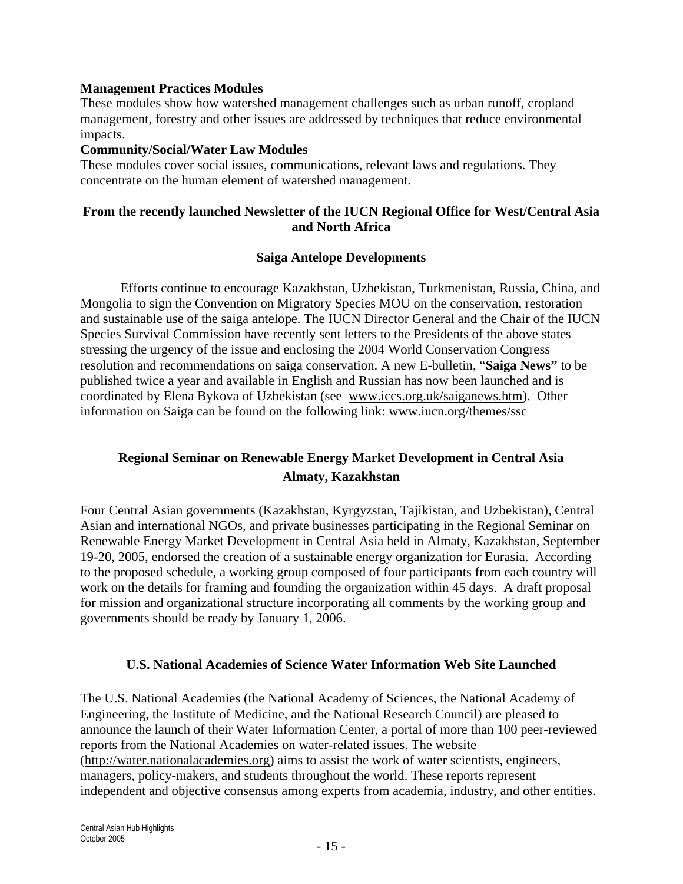**Management Practices Modules**

These modules show how watershed management challenges such as urban runoff, cropland management, forestry and other issues are addressed by techniques that reduce environmental impacts.

**Community/Social/Water Law Modules**

These modules cover social issues, communications, relevant laws and regulations. They concentrate on the human element of watershed management.

## From the recently launched Newsletter of the IUCN Regional Office for West/Central Asia and North Africa

### Saiga Antelope Developments

Efforts continue to encourage Kazakhstan, Uzbekistan, Turkmenistan, Russia, China, and Mongolia to sign the Convention on Migratory Species MOU on the conservation, restoration and sustainable use of the saiga antelope. The IUCN Director General and the Chair of the IUCN Species Survival Commission have recently sent letters to the Presidents of the above states stressing the urgency of the issue and enclosing the 2004 World Conservation Congress resolution and recommendations on saiga conservation. A new E-bulletin, "**Saiga News**" to be published twice a year and available in English and Russian has now been launched and is coordinated by Elena Bykova of Uzbekistan (see www.iccs.org.uk/saiganews.htm). Other information on Saiga can be found on the following link: www.iucn.org/themes/ssc

## Regional Seminar on Renewable Energy Market Development in Central Asia Almaty, Kazakhstan

Four Central Asian governments (Kazakhstan, Kyrgyzstan, Tajikistan, and Uzbekistan), Central Asian and international NGOs, and private businesses participating in the Regional Seminar on Renewable Energy Market Development in Central Asia held in Almaty, Kazakhstan, September 19-20, 2005, endorsed the creation of a sustainable energy organization for Eurasia. According to the proposed schedule, a working group composed of four participants from each country will work on the details for framing and founding the organization within 45 days. A draft proposal for mission and organizational structure incorporating all comments by the working group and governments should be ready by January 1, 2006.

## U.S. National Academies of Science Water Information Web Site Launched

The U.S. National Academies (the National Academy of Sciences, the National Academy of Engineering, the Institute of Medicine, and the National Research Council) are pleased to announce the launch of their Water Information Center, a portal of more than 100 peer-reviewed reports from the National Academies on water-related issues. The website (http://water.nationalacademies.org) aims to assist the work of water scientists, engineers, managers, policy-makers, and students throughout the world. These reports represent independent and objective consensus among experts from academia, industry, and other entities.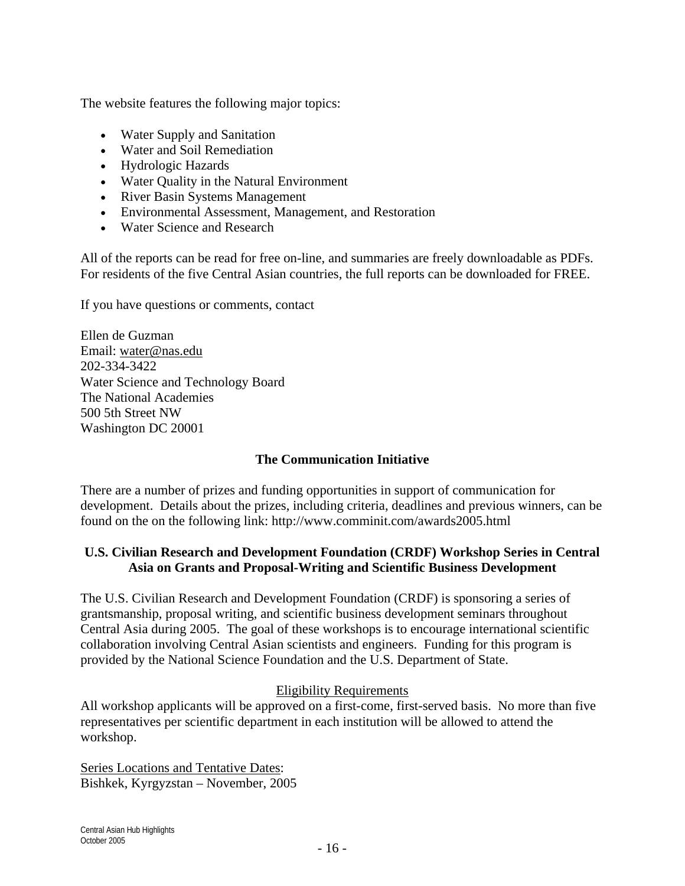The website features the following major topics:

- Water Supply and Sanitation
- Water and Soil Remediation
- Hydrologic Hazards
- Water Quality in the Natural Environment
- River Basin Systems Management
- Environmental Assessment, Management, and Restoration
- Water Science and Research

All of the reports can be read for free on-line, and summaries are freely downloadable as PDFs. For residents of the five Central Asian countries, the full reports can be downloaded for FREE.

If you have questions or comments, contact

Ellen de Guzman
Email: water@nas.edu
202-334-3422
Water Science and Technology Board
The National Academies
500 5th Street NW
Washington DC 20001

### The Communication Initiative

There are a number of prizes and funding opportunities in support of communication for development. Details about the prizes, including criteria, deadlines and previous winners, can be found on the on the following link: http://www.comminit.com/awards2005.html

### U.S. Civilian Research and Development Foundation (CRDF) Workshop Series in Central Asia on Grants and Proposal-Writing and Scientific Business Development

The U.S. Civilian Research and Development Foundation (CRDF) is sponsoring a series of grantsmanship, proposal writing, and scientific business development seminars throughout Central Asia during 2005. The goal of these workshops is to encourage international scientific collaboration involving Central Asian scientists and engineers. Funding for this program is provided by the National Science Foundation and the U.S. Department of State.

Eligibility Requirements

All workshop applicants will be approved on a first-come, first-served basis. No more than five representatives per scientific department in each institution will be allowed to attend the workshop.

Series Locations and Tentative Dates:
Bishkek, Kyrgyzstan – November, 2005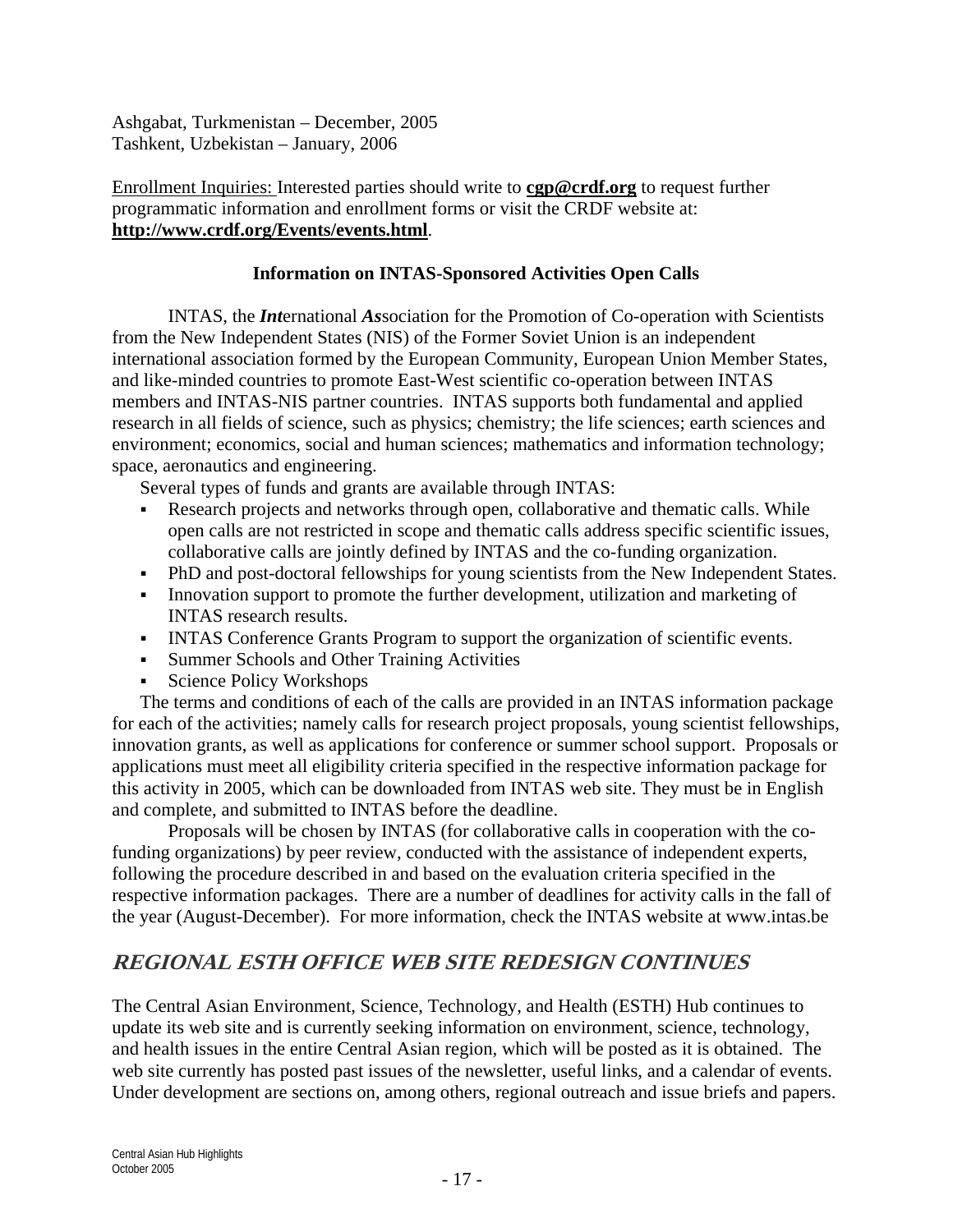Ashgabat, Turkmenistan – December, 2005
Tashkent, Uzbekistan – January, 2006

Enrollment Inquiries: Interested parties should write to **cgp@crdf.org** to request further programmatic information and enrollment forms or visit the CRDF website at: **http://www.crdf.org/Events/events.html**.

**Information on INTAS-Sponsored Activities Open Calls**

INTAS, the ***Int***ernational ***As***sociation for the Promotion of Co-operation with Scientists from the New Independent States (NIS) of the Former Soviet Union is an independent international association formed by the European Community, European Union Member States, and like-minded countries to promote East-West scientific co-operation between INTAS members and INTAS-NIS partner countries. INTAS supports both fundamental and applied research in all fields of science, such as physics; chemistry; the life sciences; earth sciences and environment; economics, social and human sciences; mathematics and information technology; space, aeronautics and engineering.

Several types of funds and grants are available through INTAS:

- Research projects and networks through open, collaborative and thematic calls. While open calls are not restricted in scope and thematic calls address specific scientific issues, collaborative calls are jointly defined by INTAS and the co-funding organization.
- PhD and post-doctoral fellowships for young scientists from the New Independent States.
- Innovation support to promote the further development, utilization and marketing of INTAS research results.
- INTAS Conference Grants Program to support the organization of scientific events.
- Summer Schools and Other Training Activities
- Science Policy Workshops

The terms and conditions of each of the calls are provided in an INTAS information package for each of the activities; namely calls for research project proposals, young scientist fellowships, innovation grants, as well as applications for conference or summer school support. Proposals or applications must meet all eligibility criteria specified in the respective information package for this activity in 2005, which can be downloaded from INTAS web site. They must be in English and complete, and submitted to INTAS before the deadline.

Proposals will be chosen by INTAS (for collaborative calls in cooperation with the co-funding organizations) by peer review, conducted with the assistance of independent experts, following the procedure described in and based on the evaluation criteria specified in the respective information packages. There are a number of deadlines for activity calls in the fall of the year (August-December). For more information, check the INTAS website at www.intas.be

## *REGIONAL ESTH OFFICE WEB SITE REDESIGN CONTINUES*

The Central Asian Environment, Science, Technology, and Health (ESTH) Hub continues to update its web site and is currently seeking information on environment, science, technology, and health issues in the entire Central Asian region, which will be posted as it is obtained. The web site currently has posted past issues of the newsletter, useful links, and a calendar of events. Under development are sections on, among others, regional outreach and issue briefs and papers.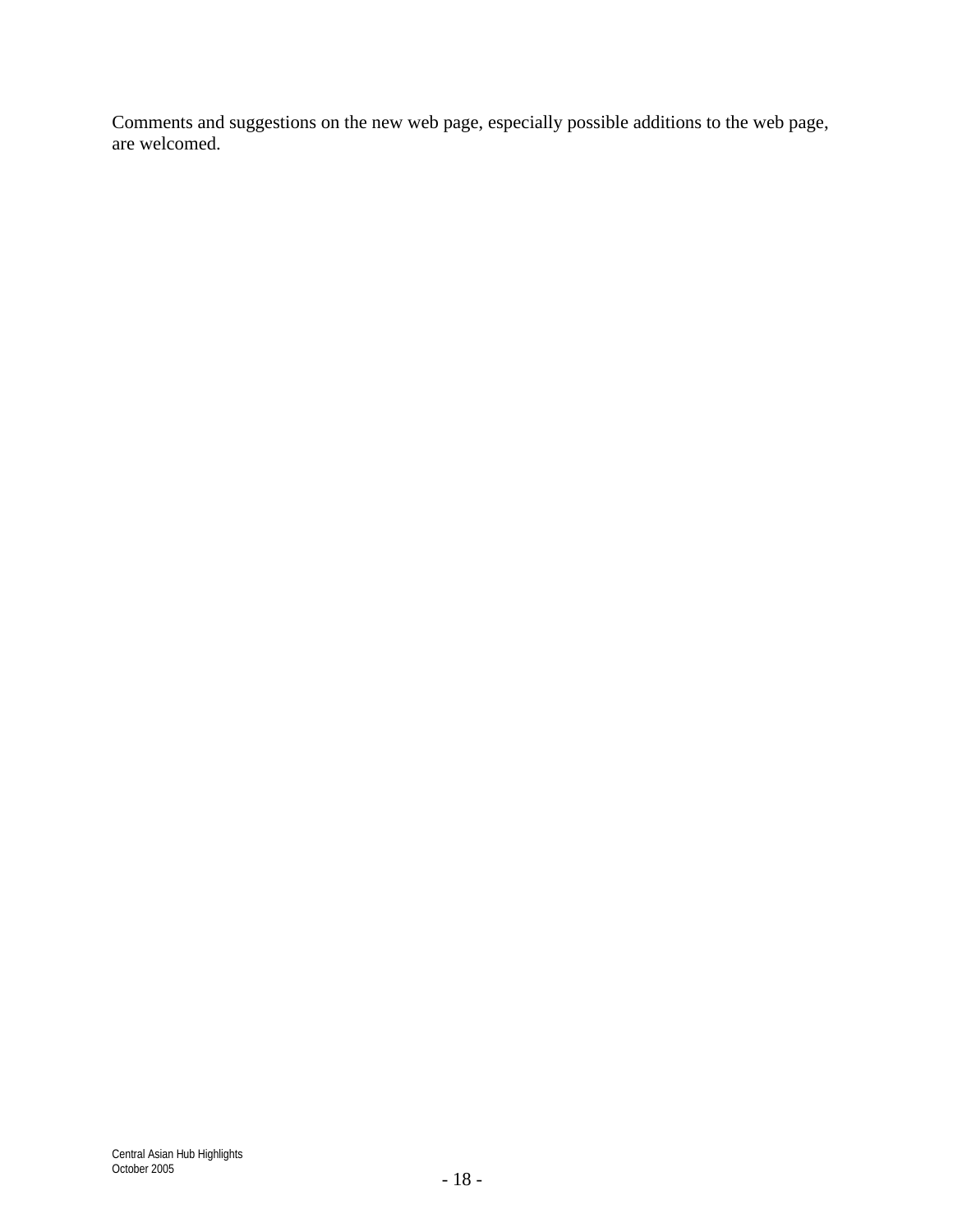Comments and suggestions on the new web page, especially possible additions to the web page, are welcomed.